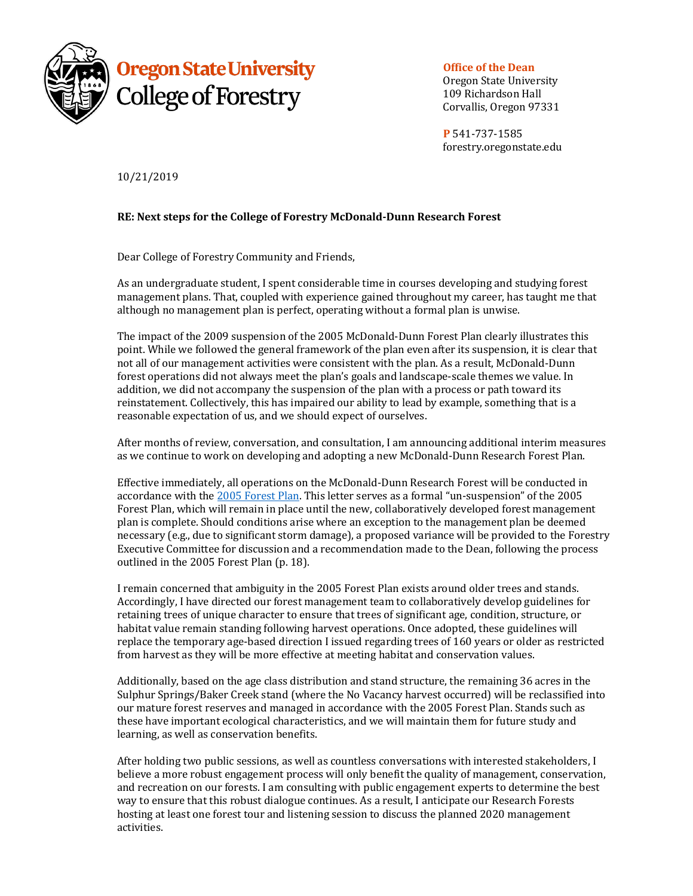**Oregon State University**
**College of Forestry**

**Office of the Dean**
Oregon State University
109 Richardson Hall
Corvallis, Oregon 97331

**P** 541-737-1585
forestry.oregonstate.edu

10/21/2019

**RE: Next steps for the College of Forestry McDonald-Dunn Research Forest**

Dear College of Forestry Community and Friends,

As an undergraduate student, I spent considerable time in courses developing and studying forest management plans. That, coupled with experience gained throughout my career, has taught me that although no management plan is perfect, operating without a formal plan is unwise.

The impact of the 2009 suspension of the 2005 McDonald-Dunn Forest Plan clearly illustrates this point. While we followed the general framework of the plan even after its suspension, it is clear that not all of our management activities were consistent with the plan. As a result, McDonald-Dunn forest operations did not always meet the plan's goals and landscape-scale themes we value. In addition, we did not accompany the suspension of the plan with a process or path toward its reinstatement. Collectively, this has impaired our ability to lead by example, something that is a reasonable expectation of us, and we should expect of ourselves.

After months of review, conversation, and consultation, I am announcing additional interim measures as we continue to work on developing and adopting a new McDonald-Dunn Research Forest Plan.

Effective immediately, all operations on the McDonald-Dunn Research Forest will be conducted in accordance with the 2005 Forest Plan. This letter serves as a formal "un-suspension" of the 2005 Forest Plan, which will remain in place until the new, collaboratively developed forest management plan is complete. Should conditions arise where an exception to the management plan be deemed necessary (e.g., due to significant storm damage), a proposed variance will be provided to the Forestry Executive Committee for discussion and a recommendation made to the Dean, following the process outlined in the 2005 Forest Plan (p. 18).

I remain concerned that ambiguity in the 2005 Forest Plan exists around older trees and stands. Accordingly, I have directed our forest management team to collaboratively develop guidelines for retaining trees of unique character to ensure that trees of significant age, condition, structure, or habitat value remain standing following harvest operations. Once adopted, these guidelines will replace the temporary age-based direction I issued regarding trees of 160 years or older as restricted from harvest as they will be more effective at meeting habitat and conservation values.

Additionally, based on the age class distribution and stand structure, the remaining 36 acres in the Sulphur Springs/Baker Creek stand (where the No Vacancy harvest occurred) will be reclassified into our mature forest reserves and managed in accordance with the 2005 Forest Plan. Stands such as these have important ecological characteristics, and we will maintain them for future study and learning, as well as conservation benefits.

After holding two public sessions, as well as countless conversations with interested stakeholders, I believe a more robust engagement process will only benefit the quality of management, conservation, and recreation on our forests. I am consulting with public engagement experts to determine the best way to ensure that this robust dialogue continues. As a result, I anticipate our Research Forests hosting at least one forest tour and listening session to discuss the planned 2020 management activities.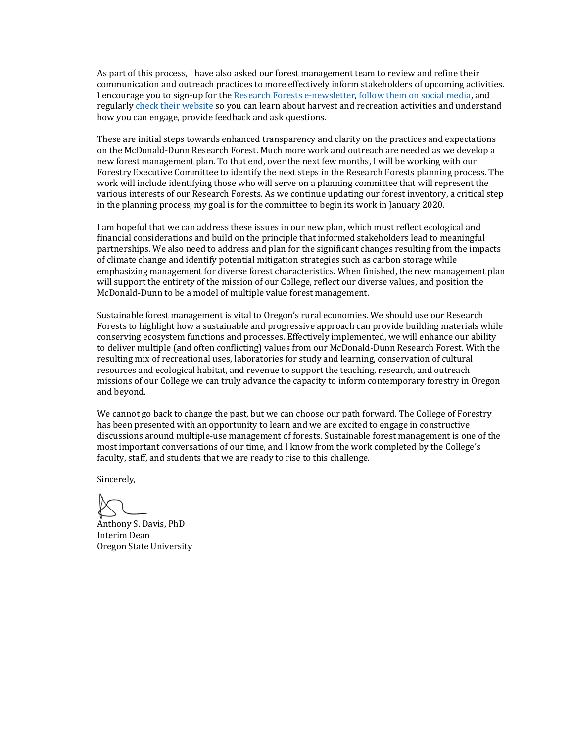As part of this process, I have also asked our forest management team to review and refine their communication and outreach practices to more effectively inform stakeholders of upcoming activities. I encourage you to sign-up for the Research Forests e-newsletter, follow them on social media, and regularly check their website so you can learn about harvest and recreation activities and understand how you can engage, provide feedback and ask questions.

These are initial steps towards enhanced transparency and clarity on the practices and expectations on the McDonald-Dunn Research Forest. Much more work and outreach are needed as we develop a new forest management plan. To that end, over the next few months, I will be working with our Forestry Executive Committee to identify the next steps in the Research Forests planning process. The work will include identifying those who will serve on a planning committee that will represent the various interests of our Research Forests. As we continue updating our forest inventory, a critical step in the planning process, my goal is for the committee to begin its work in January 2020.

I am hopeful that we can address these issues in our new plan, which must reflect ecological and financial considerations and build on the principle that informed stakeholders lead to meaningful partnerships. We also need to address and plan for the significant changes resulting from the impacts of climate change and identify potential mitigation strategies such as carbon storage while emphasizing management for diverse forest characteristics. When finished, the new management plan will support the entirety of the mission of our College, reflect our diverse values, and position the McDonald-Dunn to be a model of multiple value forest management.

Sustainable forest management is vital to Oregon's rural economies. We should use our Research Forests to highlight how a sustainable and progressive approach can provide building materials while conserving ecosystem functions and processes. Effectively implemented, we will enhance our ability to deliver multiple (and often conflicting) values from our McDonald-Dunn Research Forest. With the resulting mix of recreational uses, laboratories for study and learning, conservation of cultural resources and ecological habitat, and revenue to support the teaching, research, and outreach missions of our College we can truly advance the capacity to inform contemporary forestry in Oregon and beyond.

We cannot go back to change the past, but we can choose our path forward. The College of Forestry has been presented with an opportunity to learn and we are excited to engage in constructive discussions around multiple-use management of forests. Sustainable forest management is one of the most important conversations of our time, and I know from the work completed by the College's faculty, staff, and students that we are ready to rise to this challenge.

Sincerely,

Anthony S. Davis, PhD
Interim Dean
Oregon State University